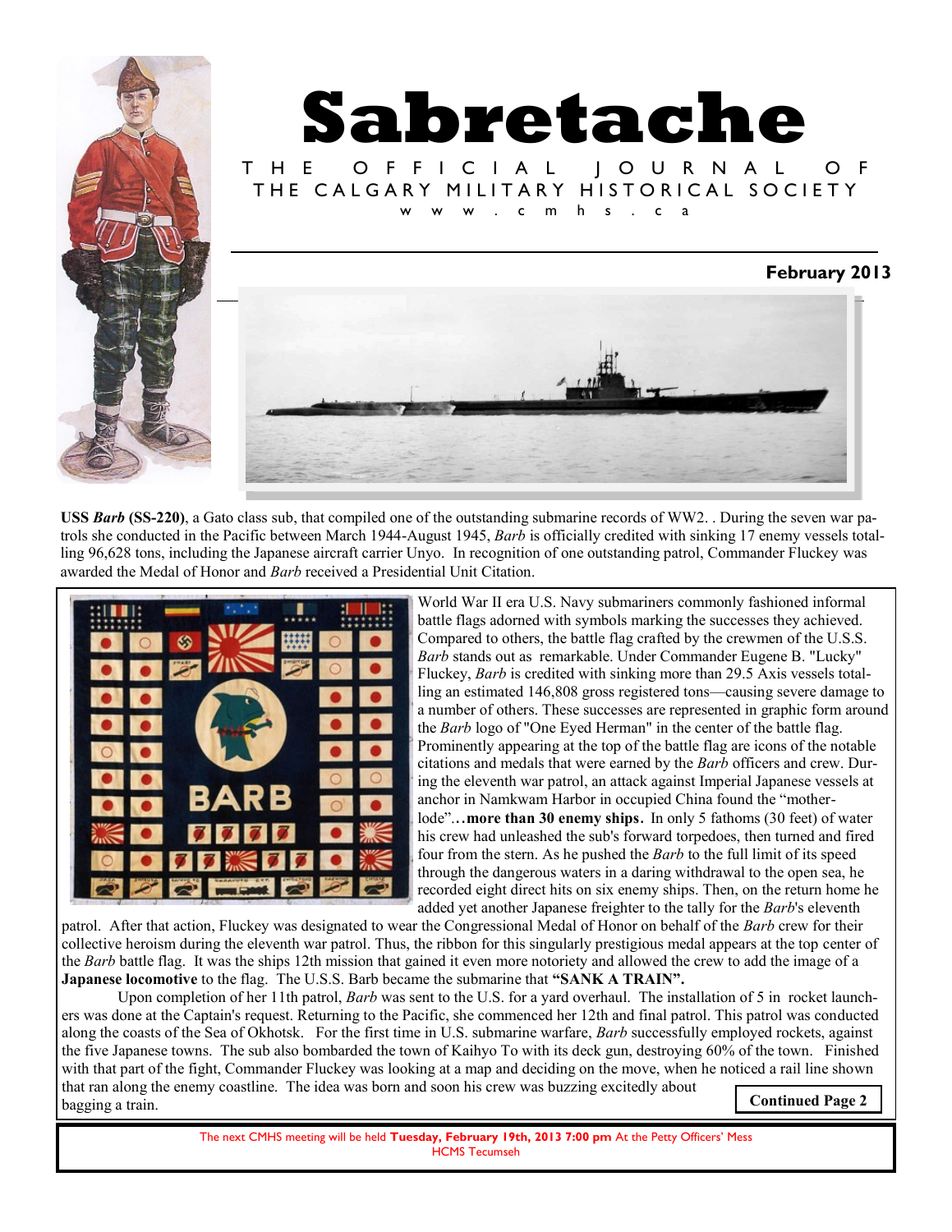# Sabretache

THE OFFICIAL JOURNAL OF
THE CALGARY MILITARY HISTORICAL SOCIETY
www.cmhs.ca

**February 2013**

**USS *Barb* (SS-220)**, a Gato class sub, that compiled one of the outstanding submarine records of WW2. . During the seven war patrols she conducted in the Pacific between March 1944-August 1945, *Barb* is officially credited with sinking 17 enemy vessels totalling 96,628 tons, including the Japanese aircraft carrier Unyo. In recognition of one outstanding patrol, Commander Fluckey was awarded the Medal of Honor and *Barb* received a Presidential Unit Citation.

World War II era U.S. Navy submariners commonly fashioned informal battle flags adorned with symbols marking the successes they achieved. Compared to others, the battle flag crafted by the crewmen of the U.S.S. *Barb* stands out as remarkable. Under Commander Eugene B. "Lucky" Fluckey, *Barb* is credited with sinking more than 29.5 Axis vessels totalling an estimated 146,808 gross registered tons—causing severe damage to a number of others. These successes are represented in graphic form around the *Barb* logo of "One Eyed Herman" in the center of the battle flag. Prominently appearing at the top of the battle flag are icons of the notable citations and medals that were earned by the *Barb* officers and crew. During the eleventh war patrol, an attack against Imperial Japanese vessels at anchor in Namkwam Harbor in occupied China found the "mother-lode"…**more than 30 enemy ships**. In only 5 fathoms (30 feet) of water his crew had unleashed the sub's forward torpedoes, then turned and fired four from the stern. As he pushed the *Barb* to the full limit of its speed through the dangerous waters in a daring withdrawal to the open sea, he recorded eight direct hits on six enemy ships. Then, on the return home he added yet another Japanese freighter to the tally for the *Barb*'s eleventh patrol. After that action, Fluckey was designated to wear the Congressional Medal of Honor on behalf of the *Barb* crew for their collective heroism during the eleventh war patrol. Thus, the ribbon for this singularly prestigious medal appears at the top center of the *Barb* battle flag. It was the ships 12th mission that gained it even more notoriety and allowed the crew to add the image of a **Japanese locomotive** to the flag. The U.S.S. Barb became the submarine that **"SANK A TRAIN".**

Upon completion of her 11th patrol, *Barb* was sent to the U.S. for a yard overhaul. The installation of 5 in rocket launchers was done at the Captain's request. Returning to the Pacific, she commenced her 12th and final patrol. This patrol was conducted along the coasts of the Sea of Okhotsk. For the first time in U.S. submarine warfare, *Barb* successfully employed rockets, against the five Japanese towns. The sub also bombarded the town of Kaihyo To with its deck gun, destroying 60% of the town. Finished with that part of the fight, Commander Fluckey was looking at a map and deciding on the move, when he noticed a rail line shown that ran along the enemy coastline. The idea was born and soon his crew was buzzing excitedly about bagging a train.

**Continued Page 2**

The next CMHS meeting will be held **Tuesday, February 19th, 2013 7:00 pm** At the Petty Officers' Mess HCMS Tecumseh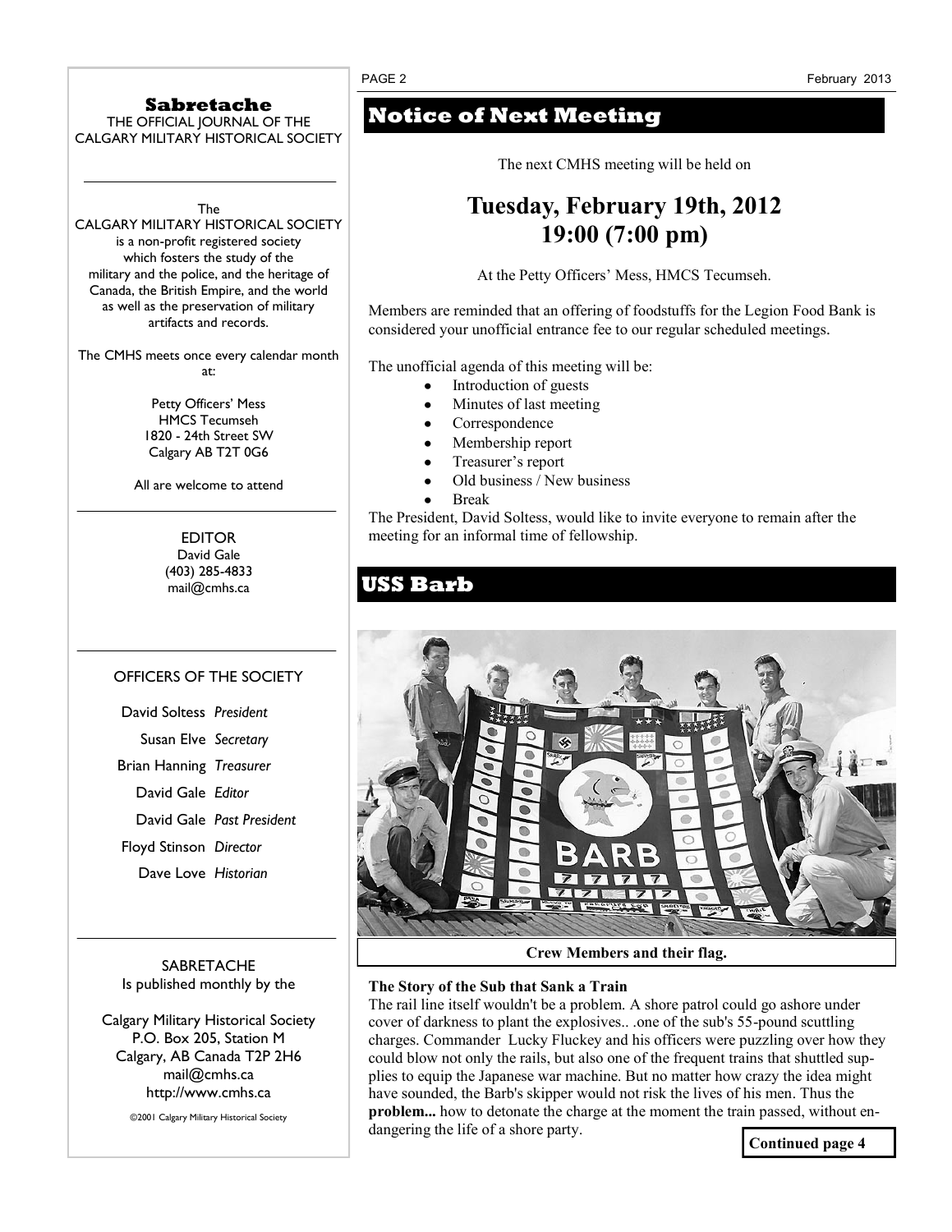## Sabretache

THE OFFICIAL JOURNAL OF THE CALGARY MILITARY HISTORICAL SOCIETY

The CALGARY MILITARY HISTORICAL SOCIETY is a non-profit registered society which fosters the study of the military and the police, and the heritage of Canada, the British Empire, and the world as well as the preservation of military artifacts and records.

The CMHS meets once every calendar month at:

Petty Officers' Mess
HMCS Tecumseh
1820 - 24th Street SW
Calgary AB T2T 0G6

All are welcome to attend

EDITOR
David Gale
(403) 285-4833
mail@cmhs.ca

### OFFICERS OF THE SOCIETY

| | |
|---|---|
| David Soltess | *President* |
| Susan Elve | *Secretary* |
| Brian Hanning | *Treasurer* |
| David Gale | *Editor* |
| David Gale | *Past President* |
| Floyd Stinson | *Director* |
| Dave Love | *Historian* |

SABRETACHE
Is published monthly by the

Calgary Military Historical Society
P.O. Box 205, Station M
Calgary, AB Canada T2P 2H6
mail@cmhs.ca
http://www.cmhs.ca

©2001 Calgary Military Historical Society

# Notice of Next Meeting

The next CMHS meeting will be held on

**Tuesday, February 19th, 2012**
**19:00 (7:00 pm)**

At the Petty Officers' Mess, HMCS Tecumseh.

Members are reminded that an offering of foodstuffs for the Legion Food Bank is considered your unofficial entrance fee to our regular scheduled meetings.

The unofficial agenda of this meeting will be:

- Introduction of guests
- Minutes of last meeting
- Correspondence
- Membership report
- Treasurer's report
- Old business / New business
- Break

The President, David Soltess, would like to invite everyone to remain after the meeting for an informal time of fellowship.

# USS Barb

**Crew Members and their flag.**

**The Story of the Sub that Sank a Train**

The rail line itself wouldn't be a problem. A shore patrol could go ashore under cover of darkness to plant the explosives.. .one of the sub's 55-pound scuttling charges. Commander Lucky Fluckey and his officers were puzzling over how they could blow not only the rails, but also one of the frequent trains that shuttled supplies to equip the Japanese war machine. But no matter how crazy the idea might have sounded, the Barb's skipper would not risk the lives of his men. Thus the **problem...** how to detonate the charge at the moment the train passed, without endangering the life of a shore party.

**Continued page 4**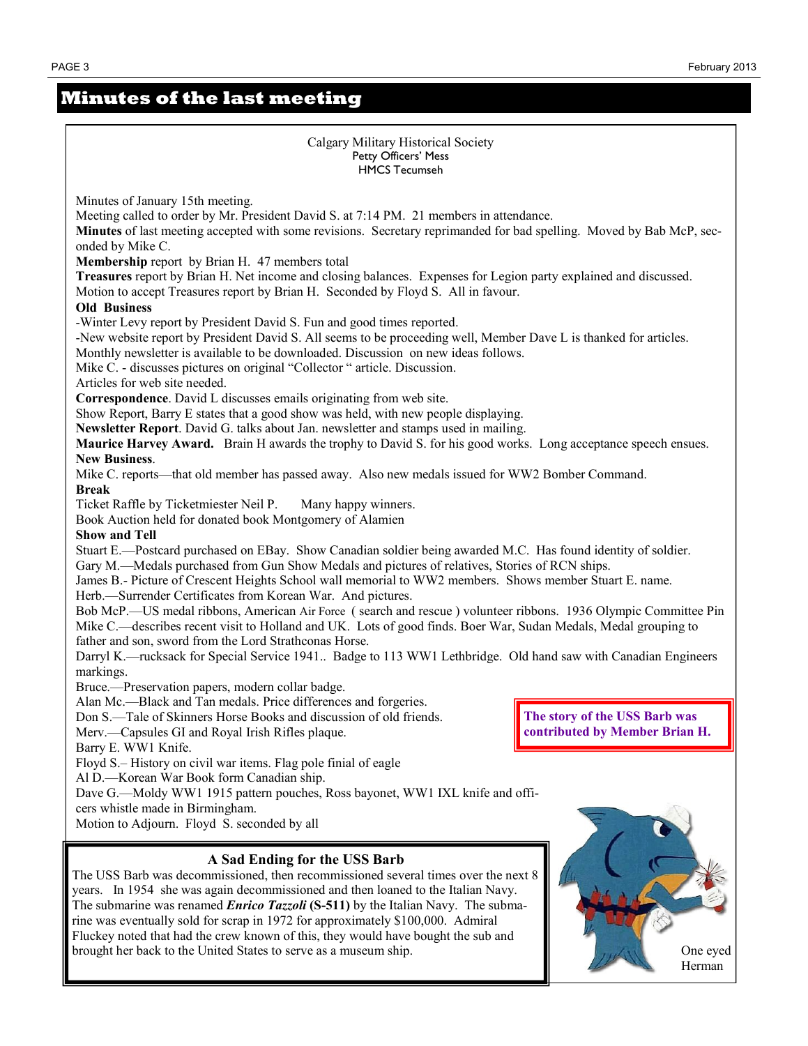# Minutes of the last meeting

Calgary Military Historical Society
Petty Officers' Mess
HMCS Tecumseh

Minutes of January 15th meeting.
Meeting called to order by Mr. President David S. at 7:14 PM. 21 members in attendance.
**Minutes** of last meeting accepted with some revisions. Secretary reprimanded for bad spelling. Moved by Bab McP, seconded by Mike C.
**Membership** report by Brian H. 47 members total
**Treasures** report by Brian H. Net income and closing balances. Expenses for Legion party explained and discussed. Motion to accept Treasures report by Brian H. Seconded by Floyd S. All in favour.
**Old Business**
-Winter Levy report by President David S. Fun and good times reported.
-New website report by President David S. All seems to be proceeding well, Member Dave L is thanked for articles. Monthly newsletter is available to be downloaded. Discussion on new ideas follows.
Mike C. - discusses pictures on original "Collector " article. Discussion.
Articles for web site needed.
**Correspondence**. David L discusses emails originating from web site.
Show Report, Barry E states that a good show was held, with new people displaying.
**Newsletter Report**. David G. talks about Jan. newsletter and stamps used in mailing.
**Maurice Harvey Award.** Brain H awards the trophy to David S. for his good works. Long acceptance speech ensues.
**New Business**.
Mike C. reports—that old member has passed away. Also new medals issued for WW2 Bomber Command.
**Break**
Ticket Raffle by Ticketmiester Neil P. Many happy winners.
Book Auction held for donated book Montgomery of Alamien
**Show and Tell**
Stuart E.—Postcard purchased on EBay. Show Canadian soldier being awarded M.C. Has found identity of soldier.
Gary M.—Medals purchased from Gun Show Medals and pictures of relatives, Stories of RCN ships.
James B.- Picture of Crescent Heights School wall memorial to WW2 members. Shows member Stuart E. name.
Herb.—Surrender Certificates from Korean War. And pictures.
Bob McP.—US medal ribbons, American Air Force ( search and rescue ) volunteer ribbons. 1936 Olympic Committee Pin
Mike C.—describes recent visit to Holland and UK. Lots of good finds. Boer War, Sudan Medals, Medal grouping to father and son, sword from the Lord Strathconas Horse.
Darryl K.—rucksack for Special Service 1941.. Badge to 113 WW1 Lethbridge. Old hand saw with Canadian Engineers markings.
Bruce.—Preservation papers, modern collar badge.
Alan Mc.—Black and Tan medals. Price differences and forgeries.
Don S.—Tale of Skinners Horse Books and discussion of old friends.
Merv.—Capsules GI and Royal Irish Rifles plaque.
Barry E. WW1 Knife.
Floyd S.– History on civil war items. Flag pole finial of eagle
Al D.—Korean War Book form Canadian ship.
Dave G.—Moldy WW1 1915 pattern pouches, Ross bayonet, WW1 IXL knife and officers whistle made in Birmingham.
Motion to Adjourn. Floyd S. seconded by all

**The story of the USS Barb was contributed by Member Brian H.**

### A Sad Ending for the USS Barb

The USS Barb was decommissioned, then recommissioned several times over the next 8 years. In 1954 she was again decommissioned and then loaned to the Italian Navy. The submarine was renamed ***Enrico Tazzoli*** **(S-511)** by the Italian Navy. The submarine was eventually sold for scrap in 1972 for approximately $100,000. Admiral Fluckey noted that had the crew known of this, they would have bought the sub and brought her back to the United States to serve as a museum ship.

One eyed Herman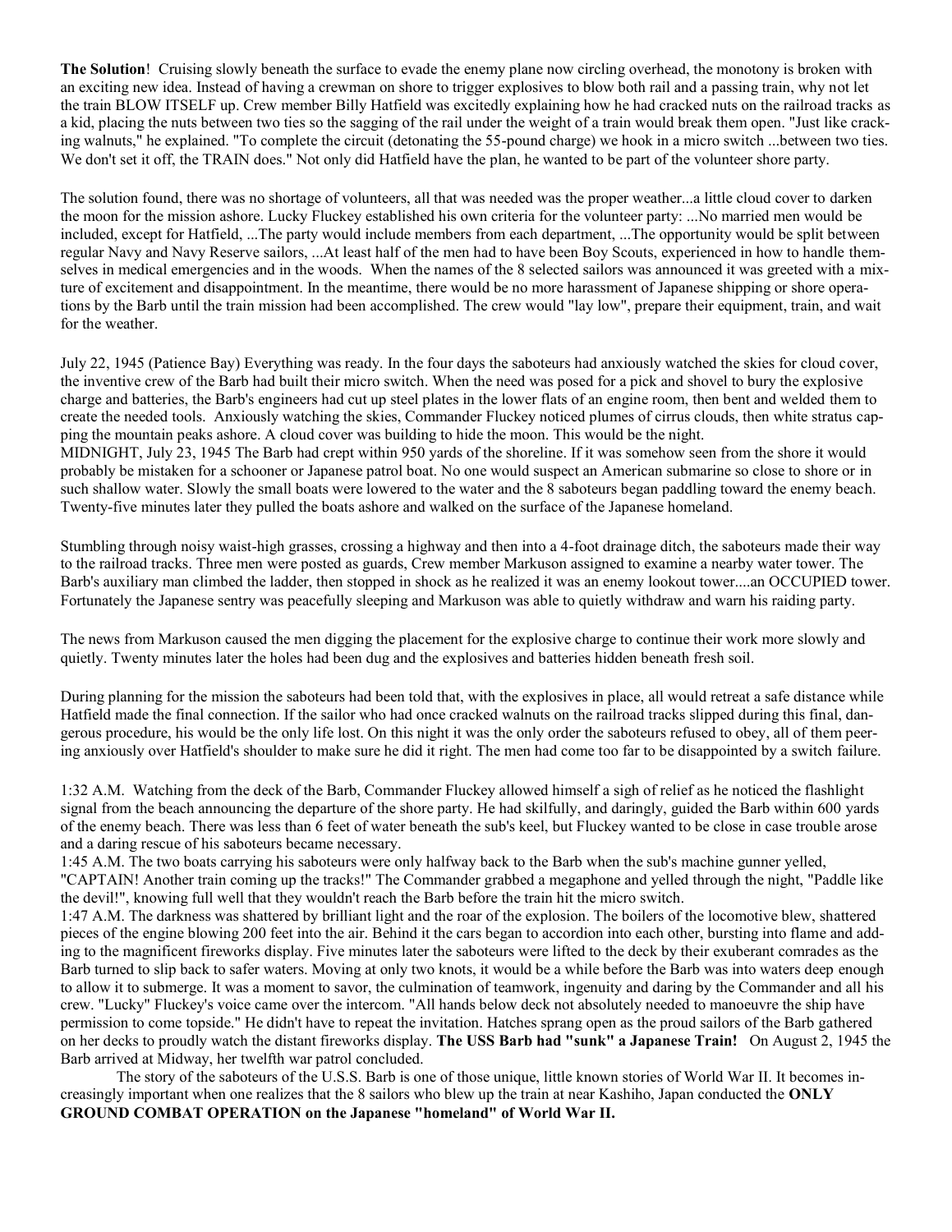**The Solution**! Cruising slowly beneath the surface to evade the enemy plane now circling overhead, the monotony is broken with an exciting new idea. Instead of having a crewman on shore to trigger explosives to blow both rail and a passing train, why not let the train BLOW ITSELF up. Crew member Billy Hatfield was excitedly explaining how he had cracked nuts on the railroad tracks as a kid, placing the nuts between two ties so the sagging of the rail under the weight of a train would break them open. "Just like cracking walnuts," he explained. "To complete the circuit (detonating the 55-pound charge) we hook in a micro switch ...between two ties. We don't set it off, the TRAIN does." Not only did Hatfield have the plan, he wanted to be part of the volunteer shore party.

The solution found, there was no shortage of volunteers, all that was needed was the proper weather...a little cloud cover to darken the moon for the mission ashore. Lucky Fluckey established his own criteria for the volunteer party: ...No married men would be included, except for Hatfield, ...The party would include members from each department, ...The opportunity would be split between regular Navy and Navy Reserve sailors, ...At least half of the men had to have been Boy Scouts, experienced in how to handle themselves in medical emergencies and in the woods. When the names of the 8 selected sailors was announced it was greeted with a mixture of excitement and disappointment. In the meantime, there would be no more harassment of Japanese shipping or shore operations by the Barb until the train mission had been accomplished. The crew would "lay low", prepare their equipment, train, and wait for the weather.

July 22, 1945 (Patience Bay) Everything was ready. In the four days the saboteurs had anxiously watched the skies for cloud cover, the inventive crew of the Barb had built their micro switch. When the need was posed for a pick and shovel to bury the explosive charge and batteries, the Barb's engineers had cut up steel plates in the lower flats of an engine room, then bent and welded them to create the needed tools. Anxiously watching the skies, Commander Fluckey noticed plumes of cirrus clouds, then white stratus capping the mountain peaks ashore. A cloud cover was building to hide the moon. This would be the night.
MIDNIGHT, July 23, 1945 The Barb had crept within 950 yards of the shoreline. If it was somehow seen from the shore it would probably be mistaken for a schooner or Japanese patrol boat. No one would suspect an American submarine so close to shore or in such shallow water. Slowly the small boats were lowered to the water and the 8 saboteurs began paddling toward the enemy beach. Twenty-five minutes later they pulled the boats ashore and walked on the surface of the Japanese homeland.

Stumbling through noisy waist-high grasses, crossing a highway and then into a 4-foot drainage ditch, the saboteurs made their way to the railroad tracks. Three men were posted as guards, Crew member Markuson assigned to examine a nearby water tower. The Barb's auxiliary man climbed the ladder, then stopped in shock as he realized it was an enemy lookout tower....an OCCUPIED tower. Fortunately the Japanese sentry was peacefully sleeping and Markuson was able to quietly withdraw and warn his raiding party.

The news from Markuson caused the men digging the placement for the explosive charge to continue their work more slowly and quietly. Twenty minutes later the holes had been dug and the explosives and batteries hidden beneath fresh soil.

During planning for the mission the saboteurs had been told that, with the explosives in place, all would retreat a safe distance while Hatfield made the final connection. If the sailor who had once cracked walnuts on the railroad tracks slipped during this final, dangerous procedure, his would be the only life lost. On this night it was the only order the saboteurs refused to obey, all of them peering anxiously over Hatfield's shoulder to make sure he did it right. The men had come too far to be disappointed by a switch failure.

1:32 A.M. Watching from the deck of the Barb, Commander Fluckey allowed himself a sigh of relief as he noticed the flashlight signal from the beach announcing the departure of the shore party. He had skilfully, and daringly, guided the Barb within 600 yards of the enemy beach. There was less than 6 feet of water beneath the sub's keel, but Fluckey wanted to be close in case trouble arose and a daring rescue of his saboteurs became necessary.
1:45 A.M. The two boats carrying his saboteurs were only halfway back to the Barb when the sub's machine gunner yelled, "CAPTAIN! Another train coming up the tracks!" The Commander grabbed a megaphone and yelled through the night, "Paddle like the devil!", knowing full well that they wouldn't reach the Barb before the train hit the micro switch.
1:47 A.M. The darkness was shattered by brilliant light and the roar of the explosion. The boilers of the locomotive blew, shattered pieces of the engine blowing 200 feet into the air. Behind it the cars began to accordion into each other, bursting into flame and adding to the magnificent fireworks display. Five minutes later the saboteurs were lifted to the deck by their exuberant comrades as the Barb turned to slip back to safer waters. Moving at only two knots, it would be a while before the Barb was into waters deep enough to allow it to submerge. It was a moment to savor, the culmination of teamwork, ingenuity and daring by the Commander and all his crew. "Lucky" Fluckey's voice came over the intercom. "All hands below deck not absolutely needed to manoeuvre the ship have permission to come topside." He didn't have to repeat the invitation. Hatches sprang open as the proud sailors of the Barb gathered on her decks to proudly watch the distant fireworks display. **The USS Barb had "sunk" a Japanese Train!** On August 2, 1945 the Barb arrived at Midway, her twelfth war patrol concluded.

The story of the saboteurs of the U.S.S. Barb is one of those unique, little known stories of World War II. It becomes increasingly important when one realizes that the 8 sailors who blew up the train at near Kashiho, Japan conducted the **ONLY GROUND COMBAT OPERATION on the Japanese "homeland" of World War II.**